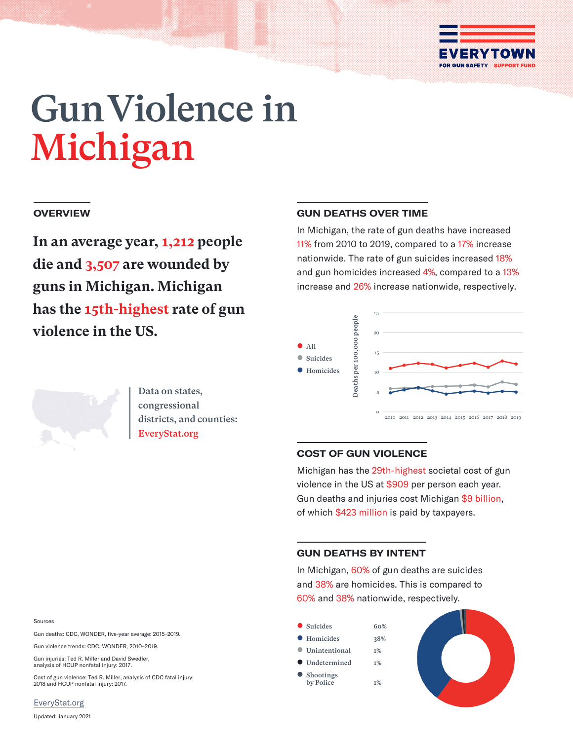EVERYTOWN
FOR GUN SAFETY SUPPORT FUND

# Gun Violence in Michigan

## OVERVIEW

**In an average year, 1,212 people die and 3,507 are wounded by guns in Michigan. Michigan has the 15th-highest rate of gun violence in the US.**

Data on states, congressional districts, and counties: EveryStat.org

## GUN DEATHS OVER TIME

In Michigan, the rate of gun deaths have increased 11% from 2010 to 2019, compared to a 17% increase nationwide. The rate of gun suicides increased 18% and gun homicides increased 4%, compared to a 13% increase and 26% increase nationwide, respectively.

- All
- Suicides
- Homicides

Deaths per 100,000 people

0, 5, 10, 15, 20, 25

2010, 2011, 2012, 2013, 2014, 2015, 2016, 2017, 2018, 2019

## COST OF GUN VIOLENCE

Michigan has the 29th-highest societal cost of gun violence in the US at $909 per person each year. Gun deaths and injuries cost Michigan $9 billion, of which $423 million is paid by taxpayers.

## GUN DEATHS BY INTENT

In Michigan, 60% of gun deaths are suicides and 38% are homicides. This is compared to 60% and 38% nationwide, respectively.

| Intent | Percent |
|---|---|
| Suicides | 60% |
| Homicides | 38% |
| Unintentional | 1% |
| Undetermined | 1% |
| Shootings by Police | 1% |

Sources

Gun deaths: CDC, WONDER, five-year average: 2015–2019.

Gun violence trends: CDC, WONDER, 2010–2019.

Gun injuries: Ted R. Miller and David Swedler, analysis of HCUP nonfatal injury: 2017.

Cost of gun violence: Ted R. Miller, analysis of CDC fatal injury: 2018 and HCUP nonfatal injury: 2017.

EveryStat.org

Updated: January 2021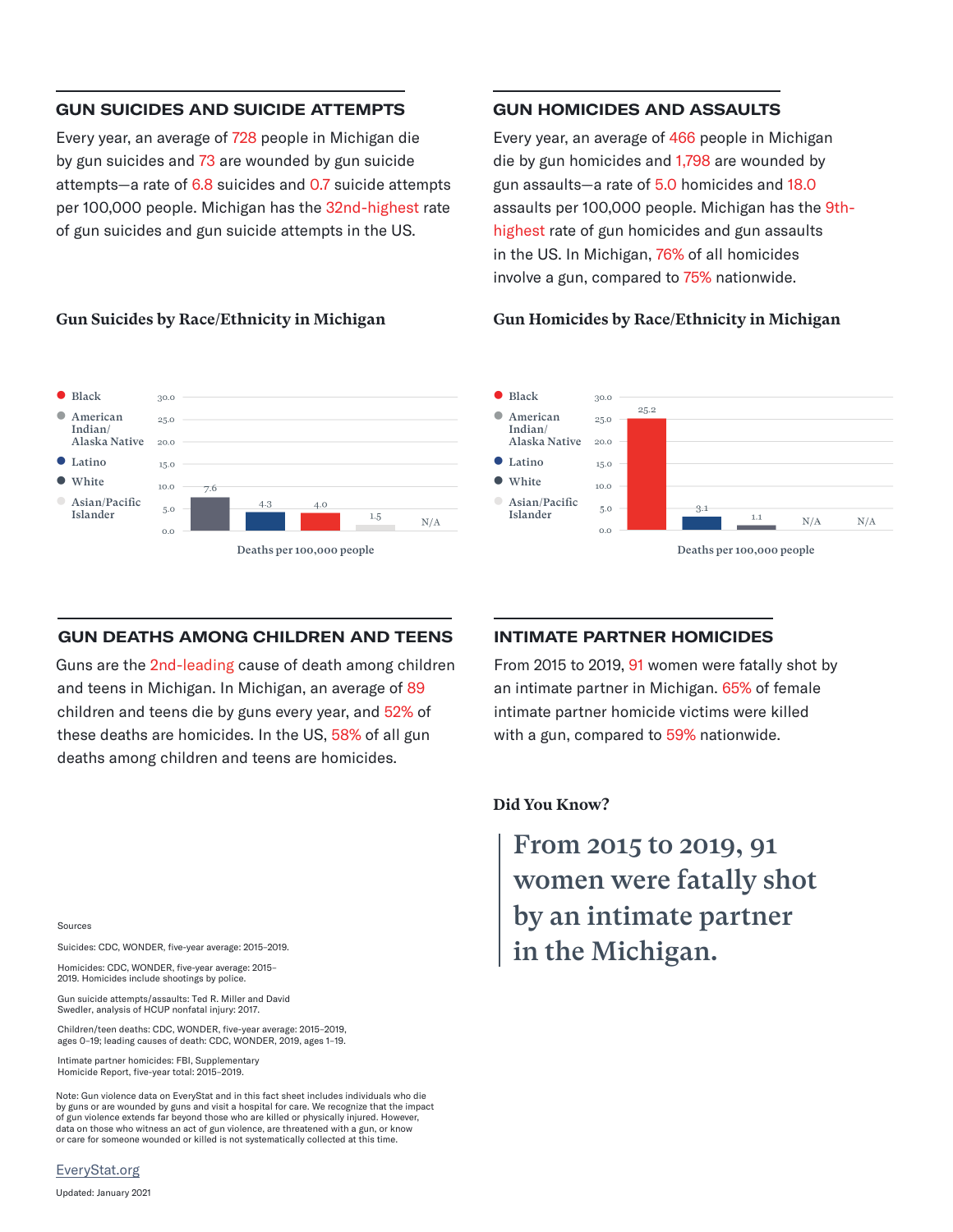## GUN SUICIDES AND SUICIDE ATTEMPTS

Every year, an average of 728 people in Michigan die by gun suicides and 73 are wounded by gun suicide attempts—a rate of 6.8 suicides and 0.7 suicide attempts per 100,000 people. Michigan has the 32nd-highest rate of gun suicides and gun suicide attempts in the US.

### Gun Suicides by Race/Ethnicity in Michigan

Black
American Indian/ Alaska Native
Latino
White
Asian/Pacific Islander

30.0
25.0
20.0
15.0
10.0
5.0
0.0

7.6
4.3
4.0
1.5
N/A

Deaths per 100,000 people

## GUN HOMICIDES AND ASSAULTS

Every year, an average of 466 people in Michigan die by gun homicides and 1,798 are wounded by gun assaults—a rate of 5.0 homicides and 18.0 assaults per 100,000 people. Michigan has the 9th-highest rate of gun homicides and gun assaults in the US. In Michigan, 76% of all homicides involve a gun, compared to 75% nationwide.

### Gun Homicides by Race/Ethnicity in Michigan

Black
American Indian/ Alaska Native
Latino
White
Asian/Pacific Islander

30.0
25.0
20.0
15.0
10.0
5.0
0.0

25.2
3.1
1.1
N/A
N/A

Deaths per 100,000 people

## GUN DEATHS AMONG CHILDREN AND TEENS

Guns are the 2nd-leading cause of death among children and teens in Michigan. In Michigan, an average of 89 children and teens die by guns every year, and 52% of these deaths are homicides. In the US, 58% of all gun deaths among children and teens are homicides.

## INTIMATE PARTNER HOMICIDES

From 2015 to 2019, 91 women were fatally shot by an intimate partner in Michigan. 65% of female intimate partner homicide victims were killed with a gun, compared to 59% nationwide.

### Did You Know?

> From 2015 to 2019, 91 women were fatally shot by an intimate partner in the Michigan.

Sources

Suicides: CDC, WONDER, five-year average: 2015–2019.

Homicides: CDC, WONDER, five-year average: 2015–2019. Homicides include shootings by police.

Gun suicide attempts/assaults: Ted R. Miller and David Swedler, analysis of HCUP nonfatal injury: 2017.

Children/teen deaths: CDC, WONDER, five-year average: 2015–2019, ages 0–19; leading causes of death: CDC, WONDER, 2019, ages 1–19.

Intimate partner homicides: FBI, Supplementary Homicide Report, five-year total: 2015–2019.

Note: Gun violence data on EveryStat and in this fact sheet includes individuals who die by guns or are wounded by guns and visit a hospital for care. We recognize that the impact of gun violence extends far beyond those who are killed or physically injured. However, data on those who witness an act of gun violence, are threatened with a gun, or know or care for someone wounded or killed is not systematically collected at this time.

EveryStat.org

Updated: January 2021